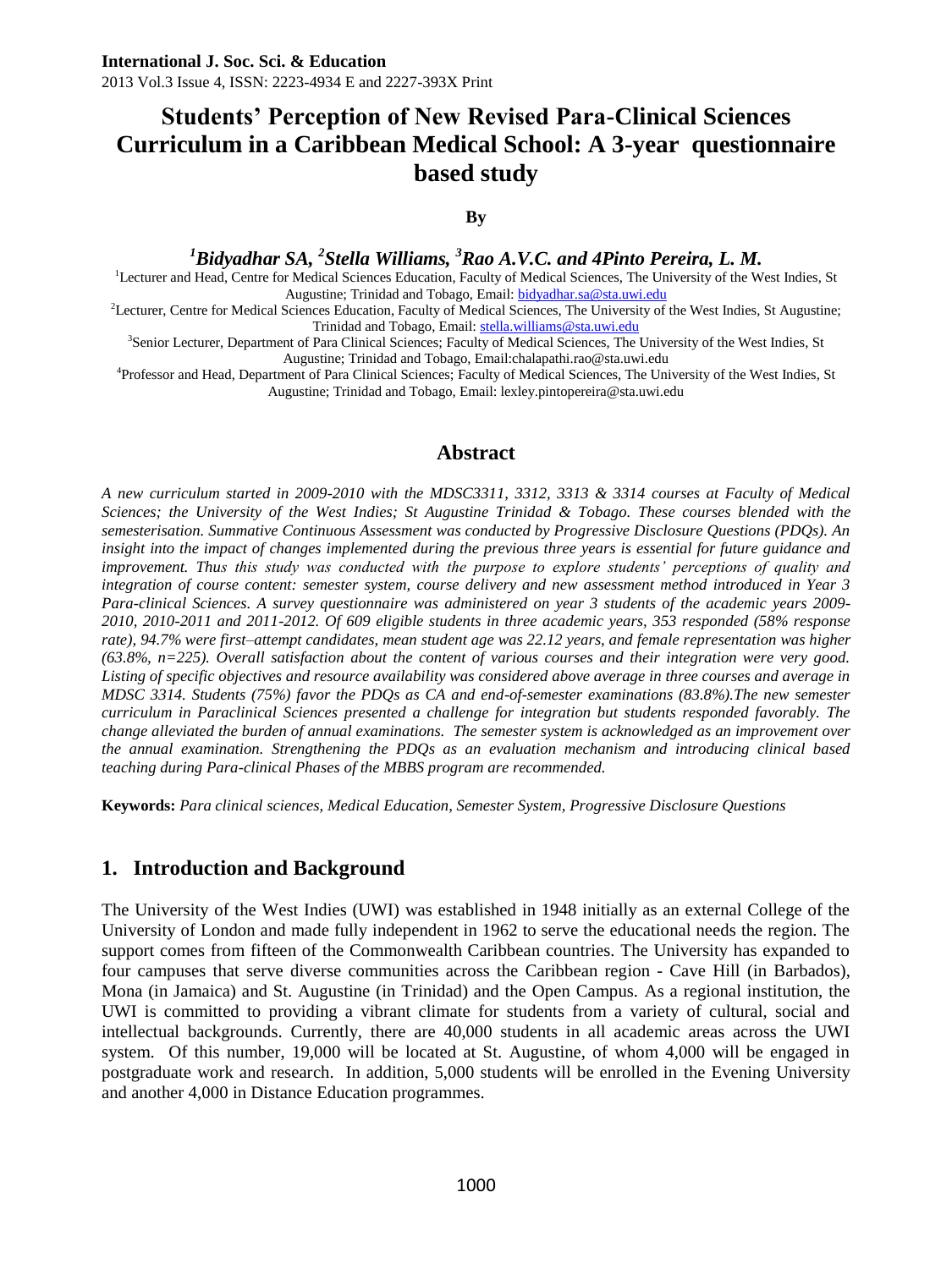# Students' Perception of New Revised Para-Clinical Sciences Curriculum in a Caribbean Medical School: A 3-year questionnaire based study

**By**

***[1]Bidyadhar SA, [2]Stella Williams, [3]Rao A.V.C. and 4Pinto Pereira, L. M.***

[1]Lecturer and Head, Centre for Medical Sciences Education, Faculty of Medical Sciences, The University of the West Indies, St Augustine; Trinidad and Tobago, Email: bidyadhar.sa@sta.uwi.edu

[2]Lecturer, Centre for Medical Sciences Education, Faculty of Medical Sciences, The University of the West Indies, St Augustine; Trinidad and Tobago, Email: stella.williams@sta.uwi.edu

[3]Senior Lecturer, Department of Para Clinical Sciences; Faculty of Medical Sciences, The University of the West Indies, St Augustine; Trinidad and Tobago, Email:chalapathi.rao@sta.uwi.edu

[4]Professor and Head, Department of Para Clinical Sciences; Faculty of Medical Sciences, The University of the West Indies, St Augustine; Trinidad and Tobago, Email: lexley.pintopereira@sta.uwi.edu

## Abstract

*A new curriculum started in 2009-2010 with the MDSC3311, 3312, 3313 & 3314 courses at Faculty of Medical Sciences; the University of the West Indies; St Augustine Trinidad & Tobago. These courses blended with the semesterisation. Summative Continuous Assessment was conducted by Progressive Disclosure Questions (PDQs). An insight into the impact of changes implemented during the previous three years is essential for future guidance and improvement. Thus this study was conducted with the purpose to explore students' perceptions of quality and integration of course content: semester system, course delivery and new assessment method introduced in Year 3 Para-clinical Sciences. A survey questionnaire was administered on year 3 students of the academic years 2009-2010, 2010-2011 and 2011-2012. Of 609 eligible students in three academic years, 353 responded (58% response rate), 94.7% were first–attempt candidates, mean student age was 22.12 years, and female representation was higher (63.8%, n=225). Overall satisfaction about the content of various courses and their integration were very good. Listing of specific objectives and resource availability was considered above average in three courses and average in MDSC 3314. Students (75%) favor the PDQs as CA and end-of-semester examinations (83.8%).The new semester curriculum in Paraclinical Sciences presented a challenge for integration but students responded favorably. The change alleviated the burden of annual examinations. The semester system is acknowledged as an improvement over the annual examination. Strengthening the PDQs as an evaluation mechanism and introducing clinical based teaching during Para-clinical Phases of the MBBS program are recommended.*

**Keywords:** *Para clinical sciences, Medical Education, Semester System, Progressive Disclosure Questions*

## 1. Introduction and Background

The University of the West Indies (UWI) was established in 1948 initially as an external College of the University of London and made fully independent in 1962 to serve the educational needs the region. The support comes from fifteen of the Commonwealth Caribbean countries. The University has expanded to four campuses that serve diverse communities across the Caribbean region - Cave Hill (in Barbados), Mona (in Jamaica) and St. Augustine (in Trinidad) and the Open Campus. As a regional institution, the UWI is committed to providing a vibrant climate for students from a variety of cultural, social and intellectual backgrounds. Currently, there are 40,000 students in all academic areas across the UWI system. Of this number, 19,000 will be located at St. Augustine, of whom 4,000 will be engaged in postgraduate work and research. In addition, 5,000 students will be enrolled in the Evening University and another 4,000 in Distance Education programmes.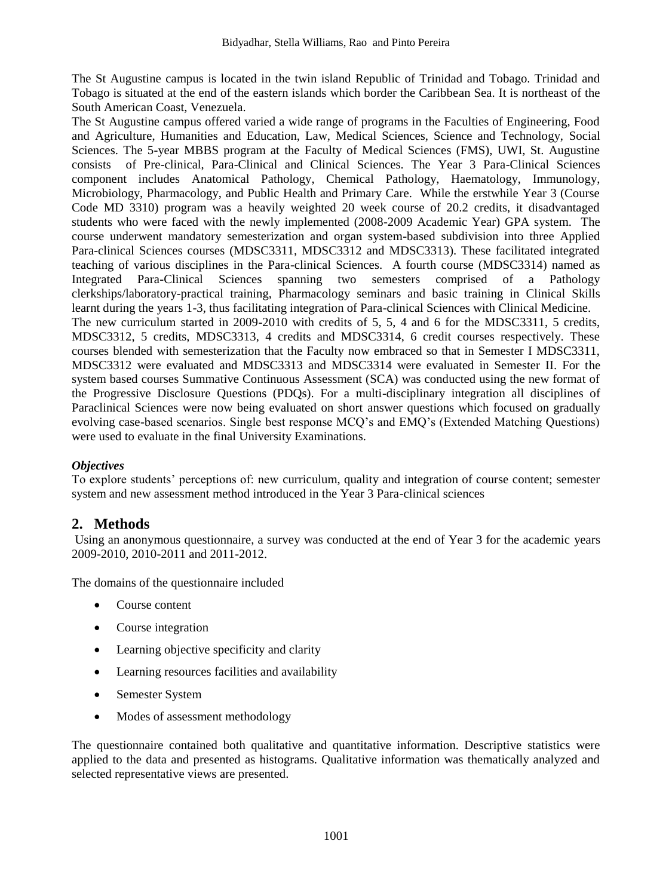The St Augustine campus is located in the twin island Republic of Trinidad and Tobago. Trinidad and Tobago is situated at the end of the eastern islands which border the Caribbean Sea. It is northeast of the South American Coast, Venezuela.

The St Augustine campus offered varied a wide range of programs in the Faculties of Engineering, Food and Agriculture, Humanities and Education, Law, Medical Sciences, Science and Technology, Social Sciences. The 5-year MBBS program at the Faculty of Medical Sciences (FMS), UWI, St. Augustine consists of Pre-clinical, Para-Clinical and Clinical Sciences. The Year 3 Para-Clinical Sciences component includes Anatomical Pathology, Chemical Pathology, Haematology, Immunology, Microbiology, Pharmacology, and Public Health and Primary Care. While the erstwhile Year 3 (Course Code MD 3310) program was a heavily weighted 20 week course of 20.2 credits, it disadvantaged students who were faced with the newly implemented (2008-2009 Academic Year) GPA system. The course underwent mandatory semesterization and organ system-based subdivision into three Applied Para-clinical Sciences courses (MDSC3311, MDSC3312 and MDSC3313). These facilitated integrated teaching of various disciplines in the Para-clinical Sciences. A fourth course (MDSC3314) named as Integrated Para-Clinical Sciences spanning two semesters comprised of a Pathology clerkships/laboratory-practical training, Pharmacology seminars and basic training in Clinical Skills learnt during the years 1-3, thus facilitating integration of Para-clinical Sciences with Clinical Medicine.

The new curriculum started in 2009-2010 with credits of 5, 5, 4 and 6 for the MDSC3311, 5 credits, MDSC3312, 5 credits, MDSC3313, 4 credits and MDSC3314, 6 credit courses respectively. These courses blended with semesterization that the Faculty now embraced so that in Semester I MDSC3311, MDSC3312 were evaluated and MDSC3313 and MDSC3314 were evaluated in Semester II. For the system based courses Summative Continuous Assessment (SCA) was conducted using the new format of the Progressive Disclosure Questions (PDQs). For a multi-disciplinary integration all disciplines of Paraclinical Sciences were now being evaluated on short answer questions which focused on gradually evolving case-based scenarios. Single best response MCQ's and EMQ's (Extended Matching Questions) were used to evaluate in the final University Examinations.

***Objectives***

To explore students' perceptions of: new curriculum, quality and integration of course content; semester system and new assessment method introduced in the Year 3 Para-clinical sciences

## 2. Methods

Using an anonymous questionnaire, a survey was conducted at the end of Year 3 for the academic years 2009-2010, 2010-2011 and 2011-2012.

The domains of the questionnaire included

- Course content
- Course integration
- Learning objective specificity and clarity
- Learning resources facilities and availability
- Semester System
- Modes of assessment methodology

The questionnaire contained both qualitative and quantitative information. Descriptive statistics were applied to the data and presented as histograms. Qualitative information was thematically analyzed and selected representative views are presented.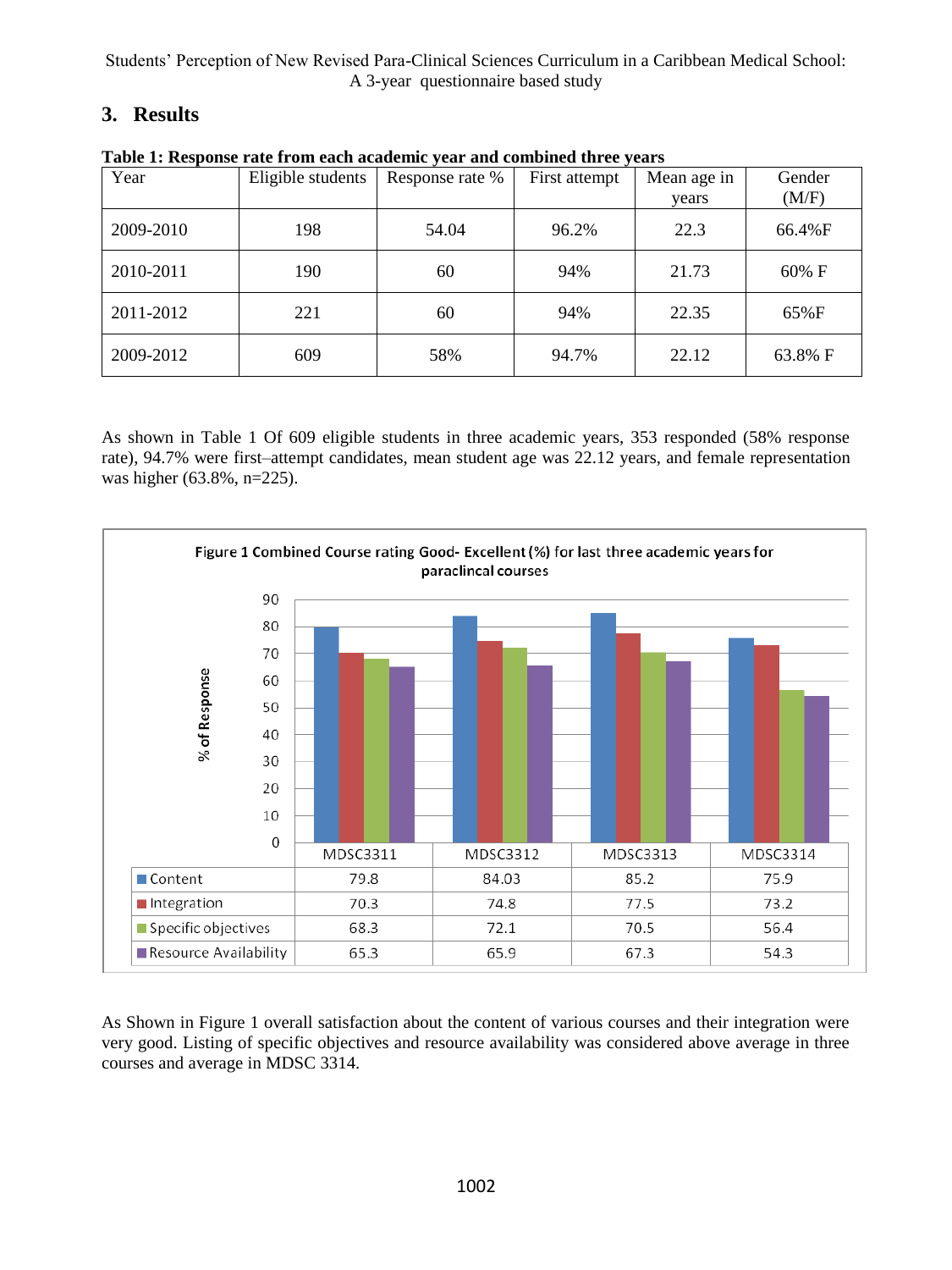## 3. Results

**Table 1: Response rate from each academic year and combined three years**

| Year | Eligible students | Response rate % | First attempt | Mean age in years | Gender (M/F) |
|---|---|---|---|---|---|
| 2009-2010 | 198 | 54.04 | 96.2% | 22.3 | 66.4%F |
| 2010-2011 | 190 | 60 | 94% | 21.73 | 60% F |
| 2011-2012 | 221 | 60 | 94% | 22.35 | 65%F |
| 2009-2012 | 609 | 58% | 94.7% | 22.12 | 63.8% F |

As shown in Table 1 Of 609 eligible students in three academic years, 353 responded (58% response rate), 94.7% were first–attempt candidates, mean student age was 22.12 years, and female representation was higher (63.8%, n=225).

**Figure 1 Combined Course rating Good- Excellent (%) for last three academic years for paraclincal courses**

| | MDSC3311 | MDSC3312 | MDSC3313 | MDSC3314 |
|---|---|---|---|---|
| Content | 79.8 | 84.03 | 85.2 | 75.9 |
| Integration | 70.3 | 74.8 | 77.5 | 73.2 |
| Specific objectives | 68.3 | 72.1 | 70.5 | 56.4 |
| Resource Availability | 65.3 | 65.9 | 67.3 | 54.3 |

As Shown in Figure 1 overall satisfaction about the content of various courses and their integration were very good. Listing of specific objectives and resource availability was considered above average in three courses and average in MDSC 3314.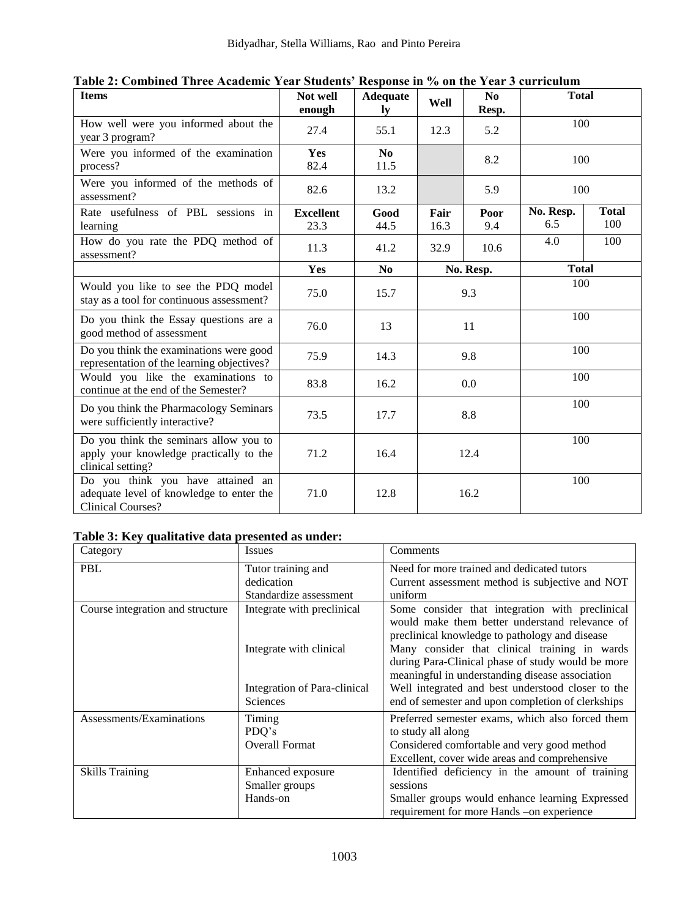**Table 2: Combined Three Academic Year Students' Response in % on the Year 3 curriculum**

| Items | Not well enough | Adequately | Well | No Resp. | Total | |
|---|---|---|---|---|---|---|
| How well were you informed about the year 3 program? | 27.4 | 55.1 | 12.3 | 5.2 | 100 | |
| Were you informed of the examination process? | **Yes** 82.4 | **No** 11.5 | | 8.2 | 100 | |
| Were you informed of the methods of assessment? | 82.6 | 13.2 | | 5.9 | 100 | |
| Rate usefulness of PBL sessions in learning | **Excellent** 23.3 | **Good** 44.5 | **Fair** 16.3 | **Poor** 9.4 | **No. Resp.** 6.5 | **Total** 100 |
| How do you rate the PDQ method of assessment? | 11.3 | 41.2 | 32.9 | 10.6 | 4.0 | 100 |
| | **Yes** | **No** | **No. Resp.** | | **Total** | |
| Would you like to see the PDQ model stay as a tool for continuous assessment? | 75.0 | 15.7 | 9.3 | | 100 | |
| Do you think the Essay questions are a good method of assessment | 76.0 | 13 | 11 | | 100 | |
| Do you think the examinations were good representation of the learning objectives? | 75.9 | 14.3 | 9.8 | | 100 | |
| Would you like the examinations to continue at the end of the Semester? | 83.8 | 16.2 | 0.0 | | 100 | |
| Do you think the Pharmacology Seminars were sufficiently interactive? | 73.5 | 17.7 | 8.8 | | 100 | |
| Do you think the seminars allow you to apply your knowledge practically to the clinical setting? | 71.2 | 16.4 | 12.4 | | 100 | |
| Do you think you have attained an adequate level of knowledge to enter the Clinical Courses? | 71.0 | 12.8 | 16.2 | | 100 | |

**Table 3: Key qualitative data presented as under:**

| Category | Issues | Comments |
|---|---|---|
| PBL | Tutor training and dedication<br>Standardize assessment | Need for more trained and dedicated tutors<br>Current assessment method is subjective and NOT uniform |
| Course integration and structure | Integrate with preclinical<br><br>Integrate with clinical<br><br>Integration of Para-clinical Sciences | Some consider that integration with preclinical would make them better understand relevance of preclinical knowledge to pathology and disease<br>Many consider that clinical training in wards during Para-Clinical phase of study would be more meaningful in understanding disease association<br>Well integrated and best understood closer to the end of semester and upon completion of clerkships |
| Assessments/Examinations | Timing<br>PDQ's<br>Overall Format | Preferred semester exams, which also forced them to study all along<br>Considered comfortable and very good method<br>Excellent, cover wide areas and comprehensive |
| Skills Training | Enhanced exposure<br>Smaller groups<br>Hands-on | Identified deficiency in the amount of training sessions<br>Smaller groups would enhance learning Expressed requirement for more Hands –on experience |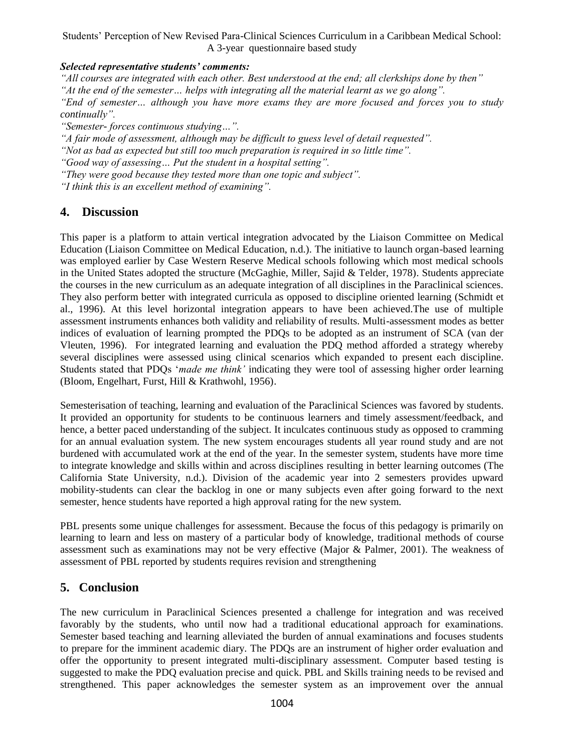***Selected representative students' comments:***

*"All courses are integrated with each other. Best understood at the end; all clerkships done by then"*

*"At the end of the semester… helps with integrating all the material learnt as we go along".*

*"End of semester… although you have more exams they are more focused and forces you to study continually".*

*"Semester- forces continuous studying…".*

*"A fair mode of assessment, although may be difficult to guess level of detail requested".*

*"Not as bad as expected but still too much preparation is required in so little time".*

*"Good way of assessing… Put the student in a hospital setting".*

*"They were good because they tested more than one topic and subject".*

*"I think this is an excellent method of examining".*

## 4. Discussion

This paper is a platform to attain vertical integration advocated by the Liaison Committee on Medical Education (Liaison Committee on Medical Education, n.d.). The initiative to launch organ-based learning was employed earlier by Case Western Reserve Medical schools following which most medical schools in the United States adopted the structure (McGaghie, Miller, Sajid & Telder, 1978). Students appreciate the courses in the new curriculum as an adequate integration of all disciplines in the Paraclinical sciences. They also perform better with integrated curricula as opposed to discipline oriented learning (Schmidt et al., 1996). At this level horizontal integration appears to have been achieved.The use of multiple assessment instruments enhances both validity and reliability of results. Multi-assessment modes as better indices of evaluation of learning prompted the PDQs to be adopted as an instrument of SCA (van der Vleuten, 1996). For integrated learning and evaluation the PDQ method afforded a strategy whereby several disciplines were assessed using clinical scenarios which expanded to present each discipline. Students stated that PDQs '*made me think*' indicating they were tool of assessing higher order learning (Bloom, Engelhart, Furst, Hill & Krathwohl, 1956).

Semesterisation of teaching, learning and evaluation of the Paraclinical Sciences was favored by students. It provided an opportunity for students to be continuous learners and timely assessment/feedback, and hence, a better paced understanding of the subject. It inculcates continuous study as opposed to cramming for an annual evaluation system. The new system encourages students all year round study and are not burdened with accumulated work at the end of the year. In the semester system, students have more time to integrate knowledge and skills within and across disciplines resulting in better learning outcomes (The California State University, n.d.). Division of the academic year into 2 semesters provides upward mobility-students can clear the backlog in one or many subjects even after going forward to the next semester, hence students have reported a high approval rating for the new system.

PBL presents some unique challenges for assessment. Because the focus of this pedagogy is primarily on learning to learn and less on mastery of a particular body of knowledge, traditional methods of course assessment such as examinations may not be very effective (Major & Palmer, 2001). The weakness of assessment of PBL reported by students requires revision and strengthening

## 5. Conclusion

The new curriculum in Paraclinical Sciences presented a challenge for integration and was received favorably by the students, who until now had a traditional educational approach for examinations. Semester based teaching and learning alleviated the burden of annual examinations and focuses students to prepare for the imminent academic diary. The PDQs are an instrument of higher order evaluation and offer the opportunity to present integrated multi-disciplinary assessment. Computer based testing is suggested to make the PDQ evaluation precise and quick. PBL and Skills training needs to be revised and strengthened. This paper acknowledges the semester system as an improvement over the annual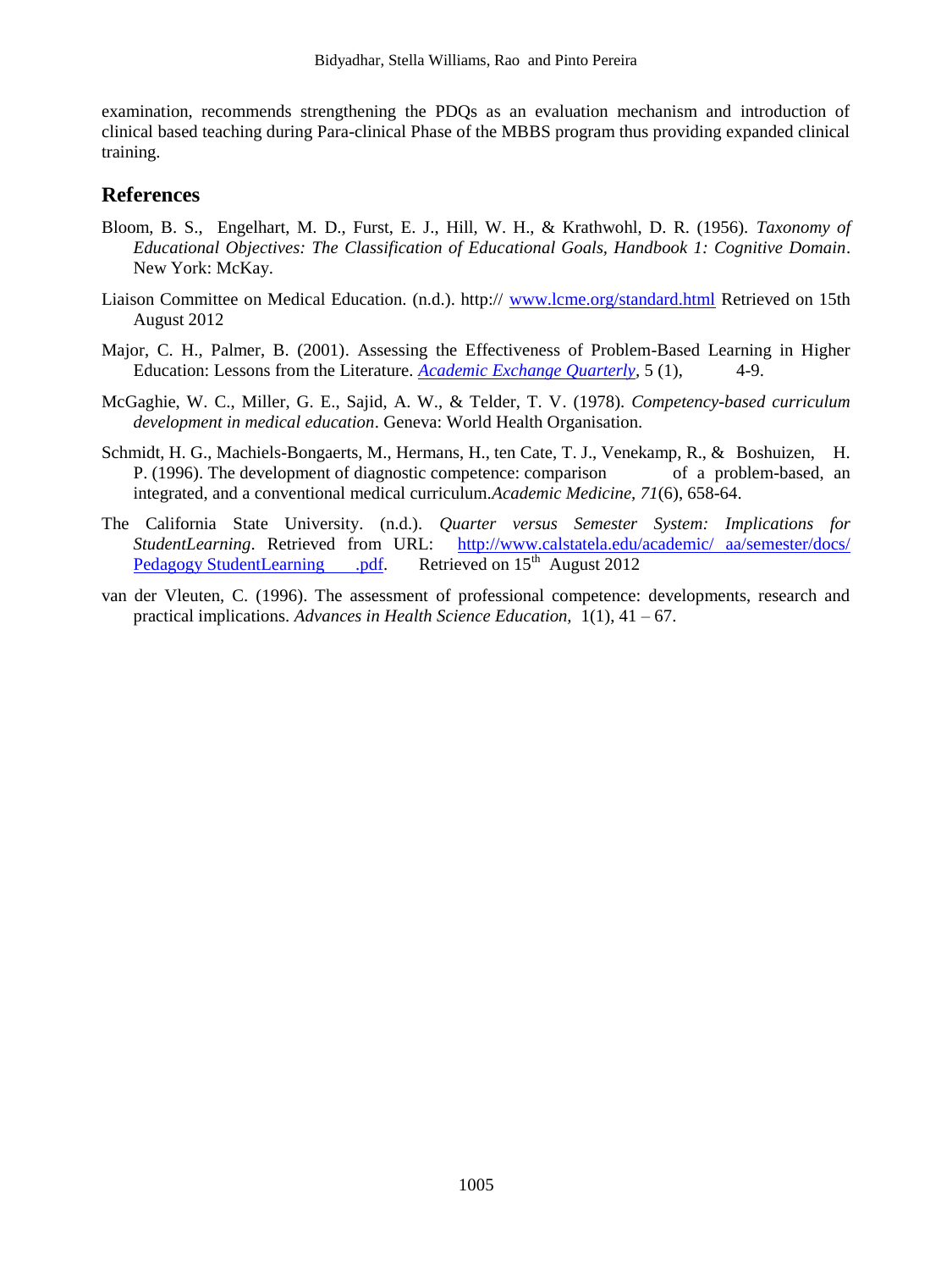examination, recommends strengthening the PDQs as an evaluation mechanism and introduction of clinical based teaching during Para-clinical Phase of the MBBS program thus providing expanded clinical training.

## References

Bloom, B. S., Engelhart, M. D., Furst, E. J., Hill, W. H., & Krathwohl, D. R. (1956). *Taxonomy of Educational Objectives: The Classification of Educational Goals, Handbook 1: Cognitive Domain*. New York: McKay.

Liaison Committee on Medical Education. (n.d.). http:// www.lcme.org/standard.html Retrieved on 15th August 2012

Major, C. H., Palmer, B. (2001). Assessing the Effectiveness of Problem-Based Learning in Higher Education: Lessons from the Literature. *Academic Exchange Quarterly*, 5 (1), 4-9.

McGaghie, W. C., Miller, G. E., Sajid, A. W., & Telder, T. V. (1978). *Competency-based curriculum development in medical education*. Geneva: World Health Organisation.

Schmidt, H. G., Machiels-Bongaerts, M., Hermans, H., ten Cate, T. J., Venekamp, R., & Boshuizen, H. P. (1996). The development of diagnostic competence: comparison of a problem-based, an integrated, and a conventional medical curriculum.*Academic Medicine, 71*(6), 658-64.

The California State University. (n.d.). *Quarter versus Semester System: Implications for StudentLearning*. Retrieved from URL: http://www.calstatela.edu/academic/ aa/semester/docs/ Pedagogy StudentLearning .pdf. Retrieved on 15th August 2012

van der Vleuten, C. (1996). The assessment of professional competence: developments, research and practical implications. *Advances in Health Science Education,* 1(1), 41 – 67.